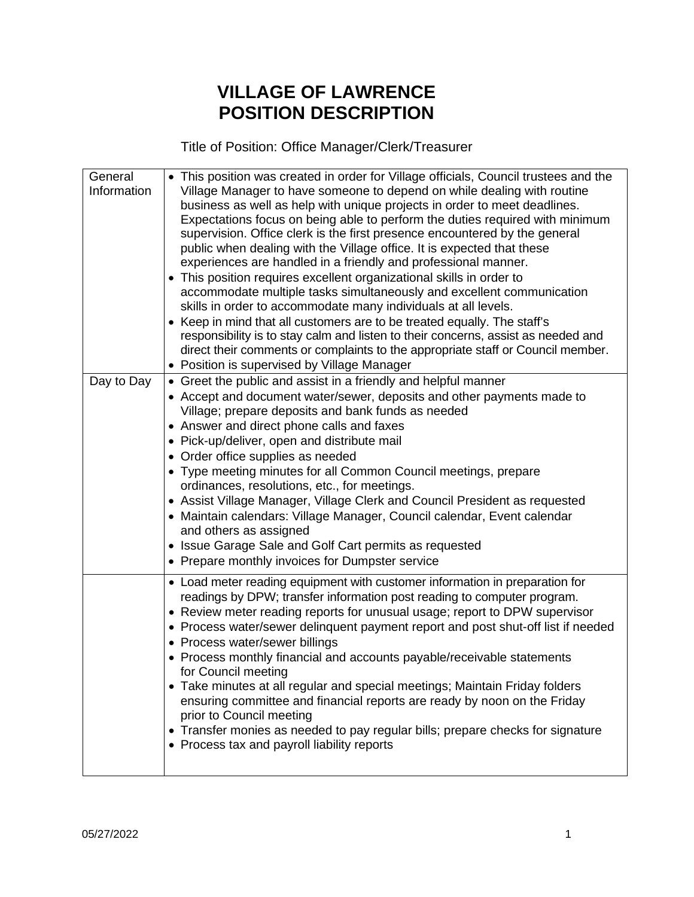# VILLAGE OF LAWRENCE
# POSITION DESCRIPTION

Title of Position: Office Manager/Clerk/Treasurer

| | |
|---|---|
| General Information | • This position was created in order for Village officials, Council trustees and the Village Manager to have someone to depend on while dealing with routine business as well as help with unique projects in order to meet deadlines. Expectations focus on being able to perform the duties required with minimum supervision. Office clerk is the first presence encountered by the general public when dealing with the Village office. It is expected that these experiences are handled in a friendly and professional manner.<br>• This position requires excellent organizational skills in order to accommodate multiple tasks simultaneously and excellent communication skills in order to accommodate many individuals at all levels.<br>• Keep in mind that all customers are to be treated equally. The staff's responsibility is to stay calm and listen to their concerns, assist as needed and direct their comments or complaints to the appropriate staff or Council member.<br>• Position is supervised by Village Manager |
| Day to Day | • Greet the public and assist in a friendly and helpful manner<br>• Accept and document water/sewer, deposits and other payments made to Village; prepare deposits and bank funds as needed<br>• Answer and direct phone calls and faxes<br>• Pick-up/deliver, open and distribute mail<br>• Order office supplies as needed<br>• Type meeting minutes for all Common Council meetings, prepare ordinances, resolutions, etc., for meetings.<br>• Assist Village Manager, Village Clerk and Council President as requested<br>• Maintain calendars: Village Manager, Council calendar, Event calendar and others as assigned<br>• Issue Garage Sale and Golf Cart permits as requested<br>• Prepare monthly invoices for Dumpster service |
| | • Load meter reading equipment with customer information in preparation for readings by DPW; transfer information post reading to computer program.<br>• Review meter reading reports for unusual usage; report to DPW supervisor<br>• Process water/sewer delinquent payment report and post shut-off list if needed<br>• Process water/sewer billings<br>• Process monthly financial and accounts payable/receivable statements for Council meeting<br>• Take minutes at all regular and special meetings; Maintain Friday folders ensuring committee and financial reports are ready by noon on the Friday prior to Council meeting<br>• Transfer monies as needed to pay regular bills; prepare checks for signature<br>• Process tax and payroll liability reports |

05/27/2022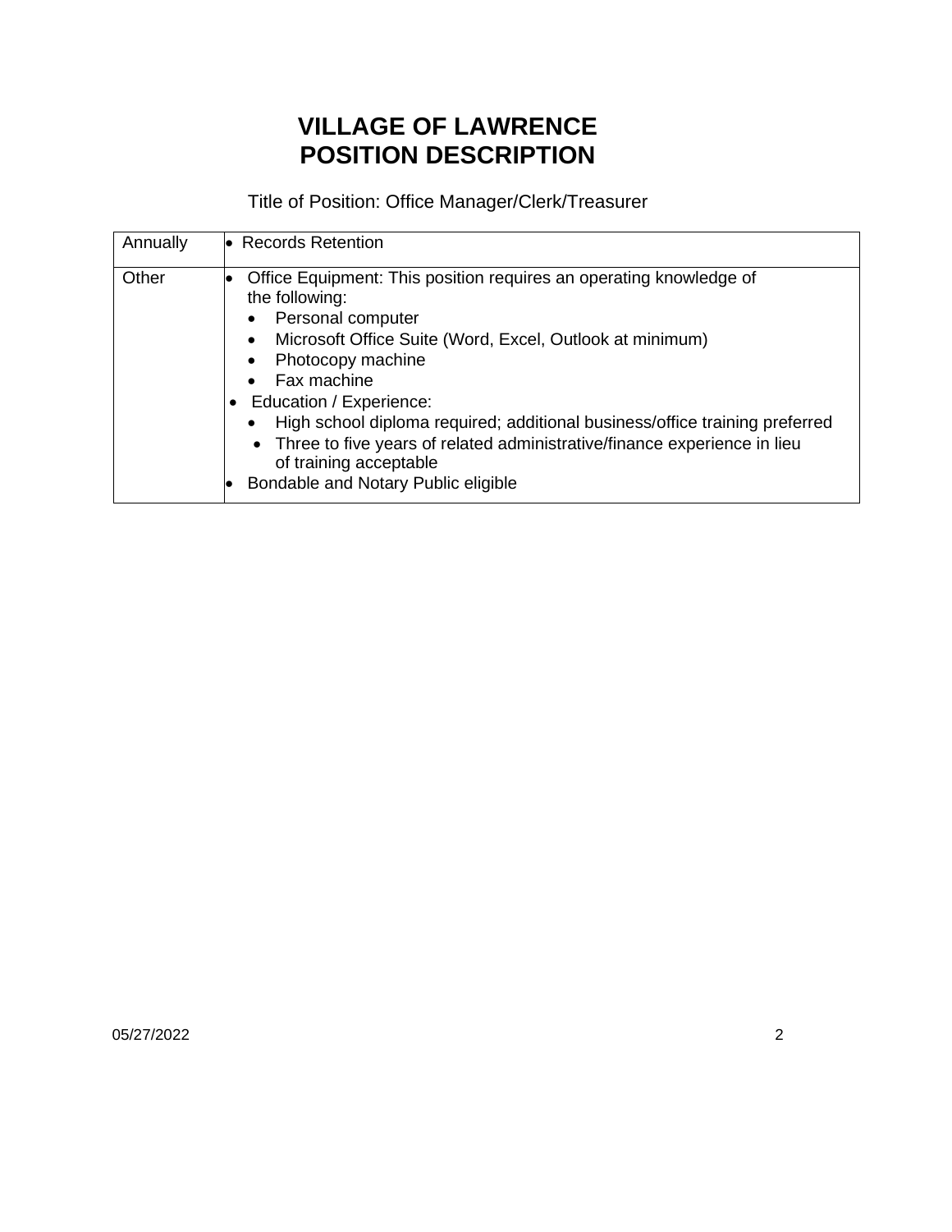# VILLAGE OF LAWRENCE
# POSITION DESCRIPTION

Title of Position: Office Manager/Clerk/Treasurer

| | |
|---|---|
| Annually | • Records Retention |
| Other | • Office Equipment: This position requires an operating knowledge of the following:<br>  ◦ Personal computer<br>  ◦ Microsoft Office Suite (Word, Excel, Outlook at minimum)<br>  ◦ Photocopy machine<br>  ◦ Fax machine<br>• Education / Experience:<br>  ◦ High school diploma required; additional business/office training preferred<br>  ◦ Three to five years of related administrative/finance experience in lieu of training acceptable<br>• Bondable and Notary Public eligible |

05/27/2022